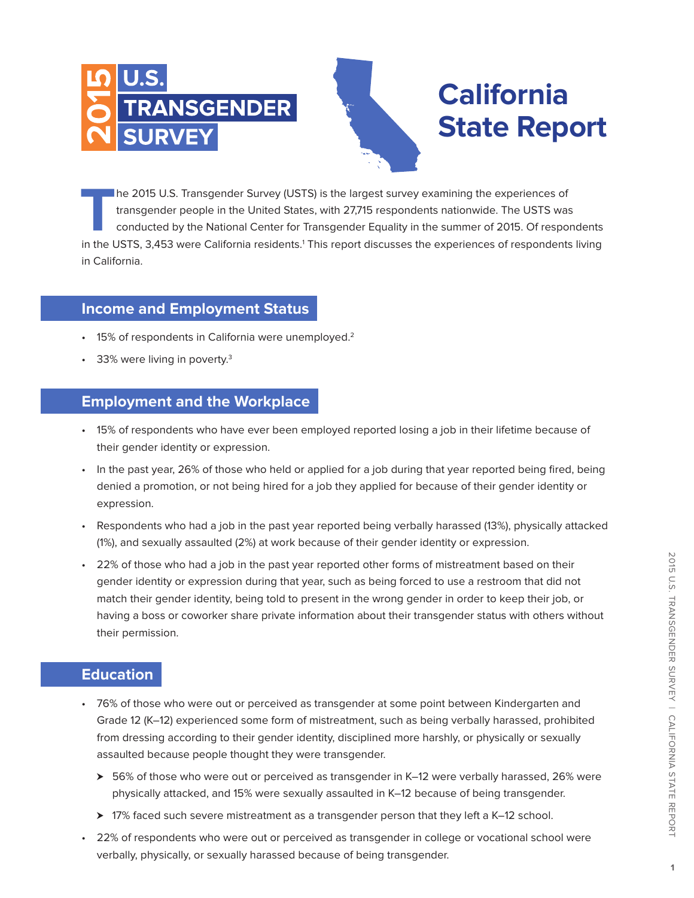# 2015 U.S. Transgender Survey

# California State Report

The 2015 U.S. Transgender Survey (USTS) is the largest survey examining the experiences of transgender people in the United States, with 27,715 respondents nationwide. The USTS was conducted by the National Center for Transgender Equality in the summer of 2015. Of respondents in the USTS, 3,453 were California residents.[1] This report discusses the experiences of respondents living in California.

## Income and Employment Status

- 15% of respondents in California were unemployed.[2]
- 33% were living in poverty.[3]

## Employment and the Workplace

- 15% of respondents who have ever been employed reported losing a job in their lifetime because of their gender identity or expression.
- In the past year, 26% of those who held or applied for a job during that year reported being fired, being denied a promotion, or not being hired for a job they applied for because of their gender identity or expression.
- Respondents who had a job in the past year reported being verbally harassed (13%), physically attacked (1%), and sexually assaulted (2%) at work because of their gender identity or expression.
- 22% of those who had a job in the past year reported other forms of mistreatment based on their gender identity or expression during that year, such as being forced to use a restroom that did not match their gender identity, being told to present in the wrong gender in order to keep their job, or having a boss or coworker share private information about their transgender status with others without their permission.

## Education

- 76% of those who were out or perceived as transgender at some point between Kindergarten and Grade 12 (K–12) experienced some form of mistreatment, such as being verbally harassed, prohibited from dressing according to their gender identity, disciplined more harshly, or physically or sexually assaulted because people thought they were transgender.
  - 56% of those who were out or perceived as transgender in K–12 were verbally harassed, 26% were physically attacked, and 15% were sexually assaulted in K–12 because of being transgender.
  - 17% faced such severe mistreatment as a transgender person that they left a K–12 school.
- 22% of respondents who were out or perceived as transgender in college or vocational school were verbally, physically, or sexually harassed because of being transgender.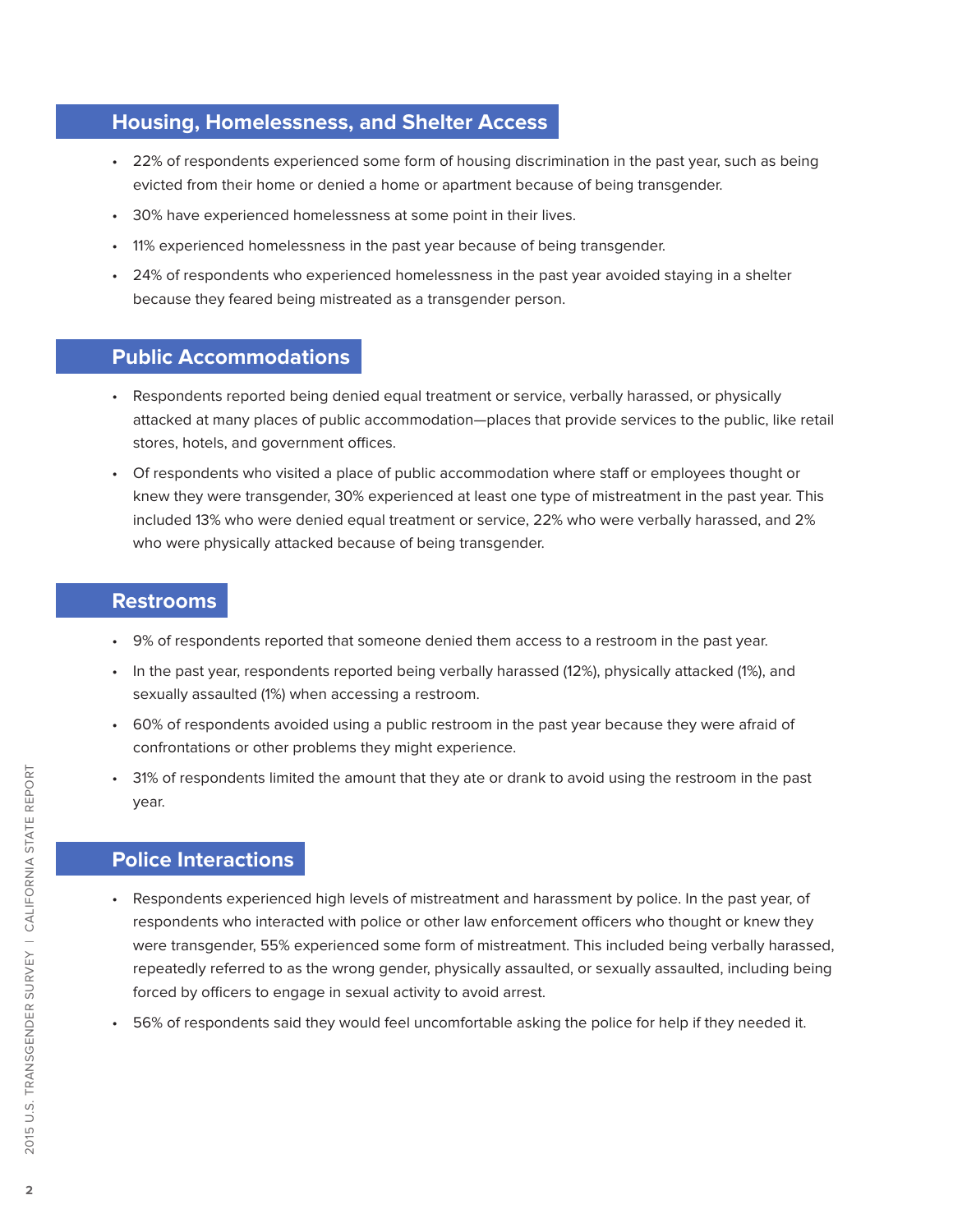## Housing, Homelessness, and Shelter Access

- 22% of respondents experienced some form of housing discrimination in the past year, such as being evicted from their home or denied a home or apartment because of being transgender.
- 30% have experienced homelessness at some point in their lives.
- 11% experienced homelessness in the past year because of being transgender.
- 24% of respondents who experienced homelessness in the past year avoided staying in a shelter because they feared being mistreated as a transgender person.

## Public Accommodations

- Respondents reported being denied equal treatment or service, verbally harassed, or physically attacked at many places of public accommodation—places that provide services to the public, like retail stores, hotels, and government offices.
- Of respondents who visited a place of public accommodation where staff or employees thought or knew they were transgender, 30% experienced at least one type of mistreatment in the past year. This included 13% who were denied equal treatment or service, 22% who were verbally harassed, and 2% who were physically attacked because of being transgender.

## Restrooms

- 9% of respondents reported that someone denied them access to a restroom in the past year.
- In the past year, respondents reported being verbally harassed (12%), physically attacked (1%), and sexually assaulted (1%) when accessing a restroom.
- 60% of respondents avoided using a public restroom in the past year because they were afraid of confrontations or other problems they might experience.
- 31% of respondents limited the amount that they ate or drank to avoid using the restroom in the past year.

## Police Interactions

- Respondents experienced high levels of mistreatment and harassment by police. In the past year, of respondents who interacted with police or other law enforcement officers who thought or knew they were transgender, 55% experienced some form of mistreatment. This included being verbally harassed, repeatedly referred to as the wrong gender, physically assaulted, or sexually assaulted, including being forced by officers to engage in sexual activity to avoid arrest.
- 56% of respondents said they would feel uncomfortable asking the police for help if they needed it.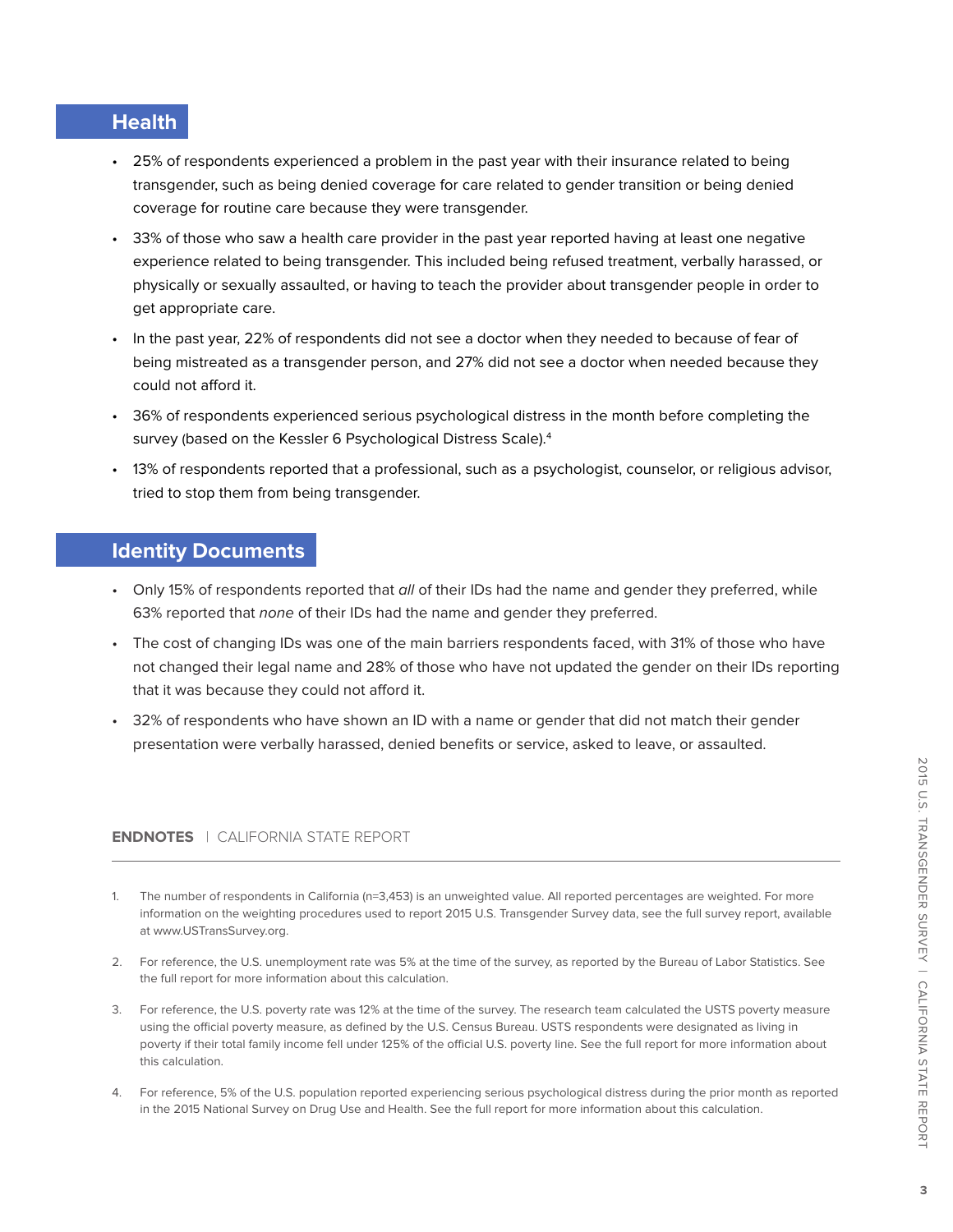## Health

- 25% of respondents experienced a problem in the past year with their insurance related to being transgender, such as being denied coverage for care related to gender transition or being denied coverage for routine care because they were transgender.
- 33% of those who saw a health care provider in the past year reported having at least one negative experience related to being transgender. This included being refused treatment, verbally harassed, or physically or sexually assaulted, or having to teach the provider about transgender people in order to get appropriate care.
- In the past year, 22% of respondents did not see a doctor when they needed to because of fear of being mistreated as a transgender person, and 27% did not see a doctor when needed because they could not afford it.
- 36% of respondents experienced serious psychological distress in the month before completing the survey (based on the Kessler 6 Psychological Distress Scale).[4]
- 13% of respondents reported that a professional, such as a psychologist, counselor, or religious advisor, tried to stop them from being transgender.

## Identity Documents

- Only 15% of respondents reported that *all* of their IDs had the name and gender they preferred, while 63% reported that *none* of their IDs had the name and gender they preferred.
- The cost of changing IDs was one of the main barriers respondents faced, with 31% of those who have not changed their legal name and 28% of those who have not updated the gender on their IDs reporting that it was because they could not afford it.
- 32% of respondents who have shown an ID with a name or gender that did not match their gender presentation were verbally harassed, denied benefits or service, asked to leave, or assaulted.

**ENDNOTES** | CALIFORNIA STATE REPORT

1. The number of respondents in California (n=3,453) is an unweighted value. All reported percentages are weighted. For more information on the weighting procedures used to report 2015 U.S. Transgender Survey data, see the full survey report, available at www.USTransSurvey.org.
2. For reference, the U.S. unemployment rate was 5% at the time of the survey, as reported by the Bureau of Labor Statistics. See the full report for more information about this calculation.
3. For reference, the U.S. poverty rate was 12% at the time of the survey. The research team calculated the USTS poverty measure using the official poverty measure, as defined by the U.S. Census Bureau. USTS respondents were designated as living in poverty if their total family income fell under 125% of the official U.S. poverty line. See the full report for more information about this calculation.
4. For reference, 5% of the U.S. population reported experiencing serious psychological distress during the prior month as reported in the 2015 National Survey on Drug Use and Health. See the full report for more information about this calculation.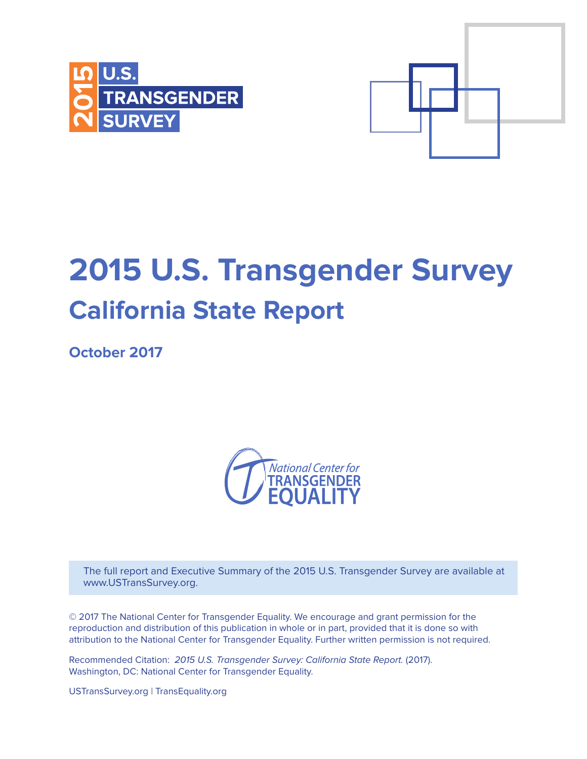2015 U.S. TRANSGENDER SURVEY

# 2015 U.S. Transgender Survey

## California State Report

**October 2017**

National Center for TRANSGENDER EQUALITY

The full report and Executive Summary of the 2015 U.S. Transgender Survey are available at www.USTransSurvey.org.

© 2017 The National Center for Transgender Equality. We encourage and grant permission for the reproduction and distribution of this publication in whole or in part, provided that it is done so with attribution to the National Center for Transgender Equality. Further written permission is not required.

Recommended Citation: *2015 U.S. Transgender Survey: California State Report.* (2017). Washington, DC: National Center for Transgender Equality.

USTransSurvey.org | TransEquality.org